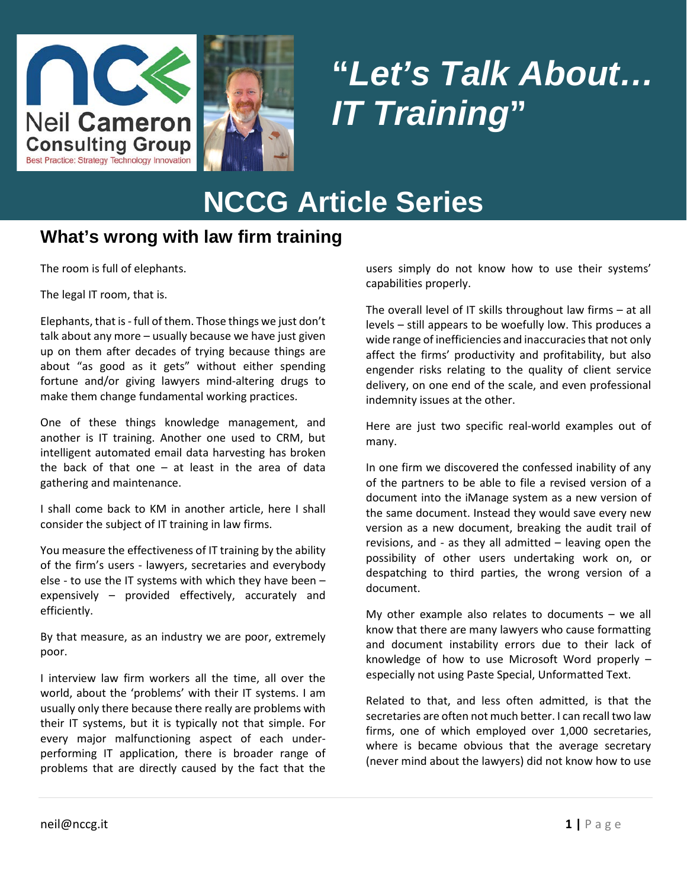Neil Cameron Consulting Group

Best Practice: Strategy Technology Innovation

# "Let's Talk About… IT Training"

# NCCG Article Series

## What's wrong with law firm training

The room is full of elephants.

The legal IT room, that is.

Elephants, that is - full of them. Those things we just don't talk about any more – usually because we have just given up on them after decades of trying because things are about "as good as it gets" without either spending fortune and/or giving lawyers mind-altering drugs to make them change fundamental working practices.

One of these things knowledge management, and another is IT training. Another one used to CRM, but intelligent automated email data harvesting has broken the back of that one – at least in the area of data gathering and maintenance.

I shall come back to KM in another article, here I shall consider the subject of IT training in law firms.

You measure the effectiveness of IT training by the ability of the firm's users - lawyers, secretaries and everybody else - to use the IT systems with which they have been – expensively – provided effectively, accurately and efficiently.

By that measure, as an industry we are poor, extremely poor.

I interview law firm workers all the time, all over the world, about the 'problems' with their IT systems. I am usually only there because there really are problems with their IT systems, but it is typically not that simple. For every major malfunctioning aspect of each under-performing IT application, there is broader range of problems that are directly caused by the fact that the users simply do not know how to use their systems' capabilities properly.

The overall level of IT skills throughout law firms – at all levels – still appears to be woefully low. This produces a wide range of inefficiencies and inaccuracies that not only affect the firms' productivity and profitability, but also engender risks relating to the quality of client service delivery, on one end of the scale, and even professional indemnity issues at the other.

Here are just two specific real-world examples out of many.

In one firm we discovered the confessed inability of any of the partners to be able to file a revised version of a document into the iManage system as a new version of the same document. Instead they would save every new version as a new document, breaking the audit trail of revisions, and - as they all admitted – leaving open the possibility of other users undertaking work on, or despatching to third parties, the wrong version of a document.

My other example also relates to documents – we all know that there are many lawyers who cause formatting and document instability errors due to their lack of knowledge of how to use Microsoft Word properly – especially not using Paste Special, Unformatted Text.

Related to that, and less often admitted, is that the secretaries are often not much better. I can recall two law firms, one of which employed over 1,000 secretaries, where is became obvious that the average secretary (never mind about the lawyers) did not know how to use

neil@nccg.it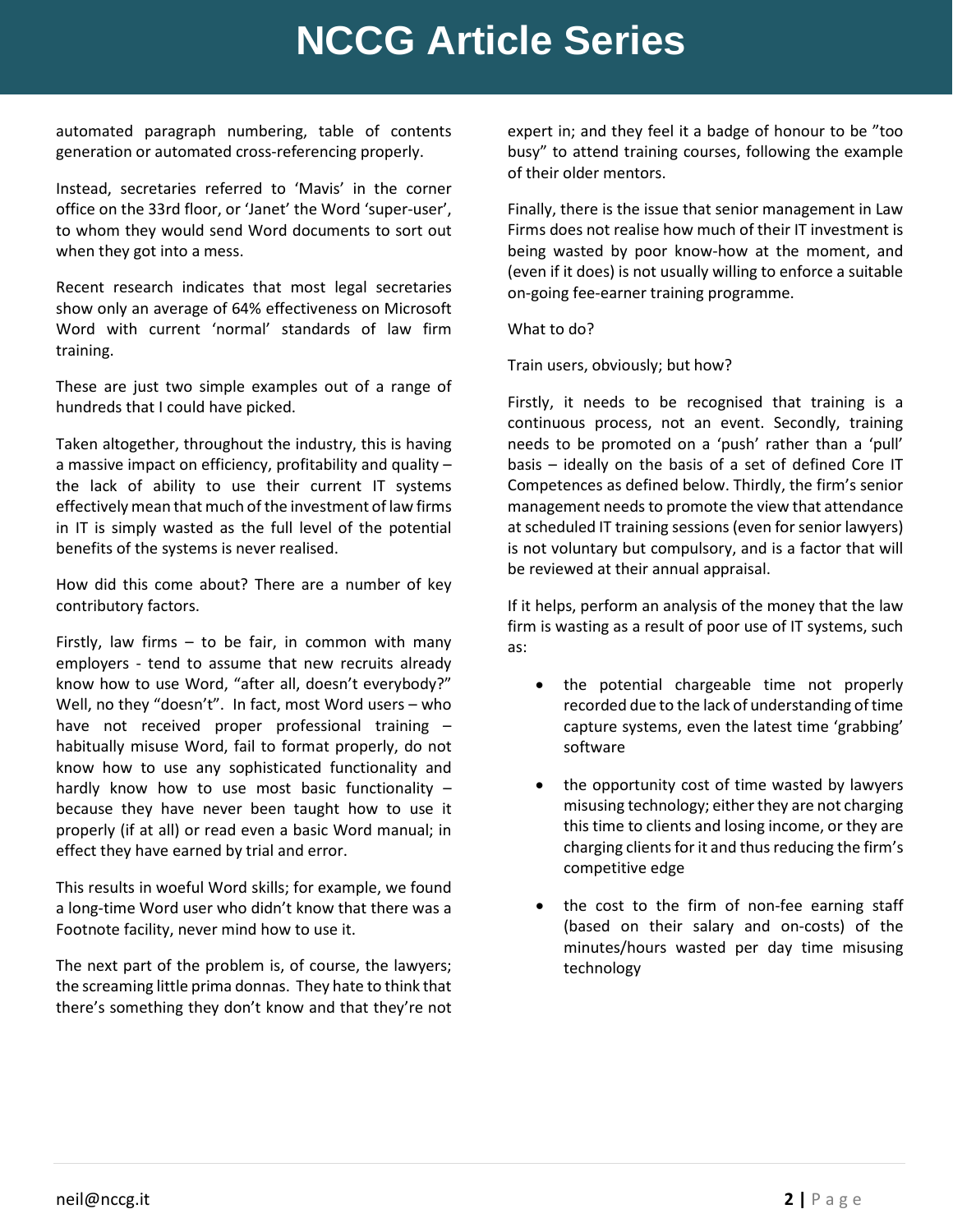automated paragraph numbering, table of contents generation or automated cross-referencing properly.

Instead, secretaries referred to 'Mavis' in the corner office on the 33rd floor, or 'Janet' the Word 'super-user', to whom they would send Word documents to sort out when they got into a mess.

Recent research indicates that most legal secretaries show only an average of 64% effectiveness on Microsoft Word with current 'normal' standards of law firm training.

These are just two simple examples out of a range of hundreds that I could have picked.

Taken altogether, throughout the industry, this is having a massive impact on efficiency, profitability and quality – the lack of ability to use their current IT systems effectively mean that much of the investment of law firms in IT is simply wasted as the full level of the potential benefits of the systems is never realised.

How did this come about? There are a number of key contributory factors.

Firstly, law firms – to be fair, in common with many employers - tend to assume that new recruits already know how to use Word, "after all, doesn't everybody?" Well, no they "doesn't". In fact, most Word users – who have not received proper professional training – habitually misuse Word, fail to format properly, do not know how to use any sophisticated functionality and hardly know how to use most basic functionality – because they have never been taught how to use it properly (if at all) or read even a basic Word manual; in effect they have earned by trial and error.

This results in woeful Word skills; for example, we found a long-time Word user who didn't know that there was a Footnote facility, never mind how to use it.

The next part of the problem is, of course, the lawyers; the screaming little prima donnas. They hate to think that there's something they don't know and that they're not expert in; and they feel it a badge of honour to be "too busy" to attend training courses, following the example of their older mentors.

Finally, there is the issue that senior management in Law Firms does not realise how much of their IT investment is being wasted by poor know-how at the moment, and (even if it does) is not usually willing to enforce a suitable on-going fee-earner training programme.

What to do?

Train users, obviously; but how?

Firstly, it needs to be recognised that training is a continuous process, not an event. Secondly, training needs to be promoted on a 'push' rather than a 'pull' basis – ideally on the basis of a set of defined Core IT Competences as defined below. Thirdly, the firm's senior management needs to promote the view that attendance at scheduled IT training sessions (even for senior lawyers) is not voluntary but compulsory, and is a factor that will be reviewed at their annual appraisal.

If it helps, perform an analysis of the money that the law firm is wasting as a result of poor use of IT systems, such as:

- the potential chargeable time not properly recorded due to the lack of understanding of time capture systems, even the latest time 'grabbing' software
- the opportunity cost of time wasted by lawyers misusing technology; either they are not charging this time to clients and losing income, or they are charging clients for it and thus reducing the firm's competitive edge
- the cost to the firm of non-fee earning staff (based on their salary and on-costs) of the minutes/hours wasted per day time misusing technology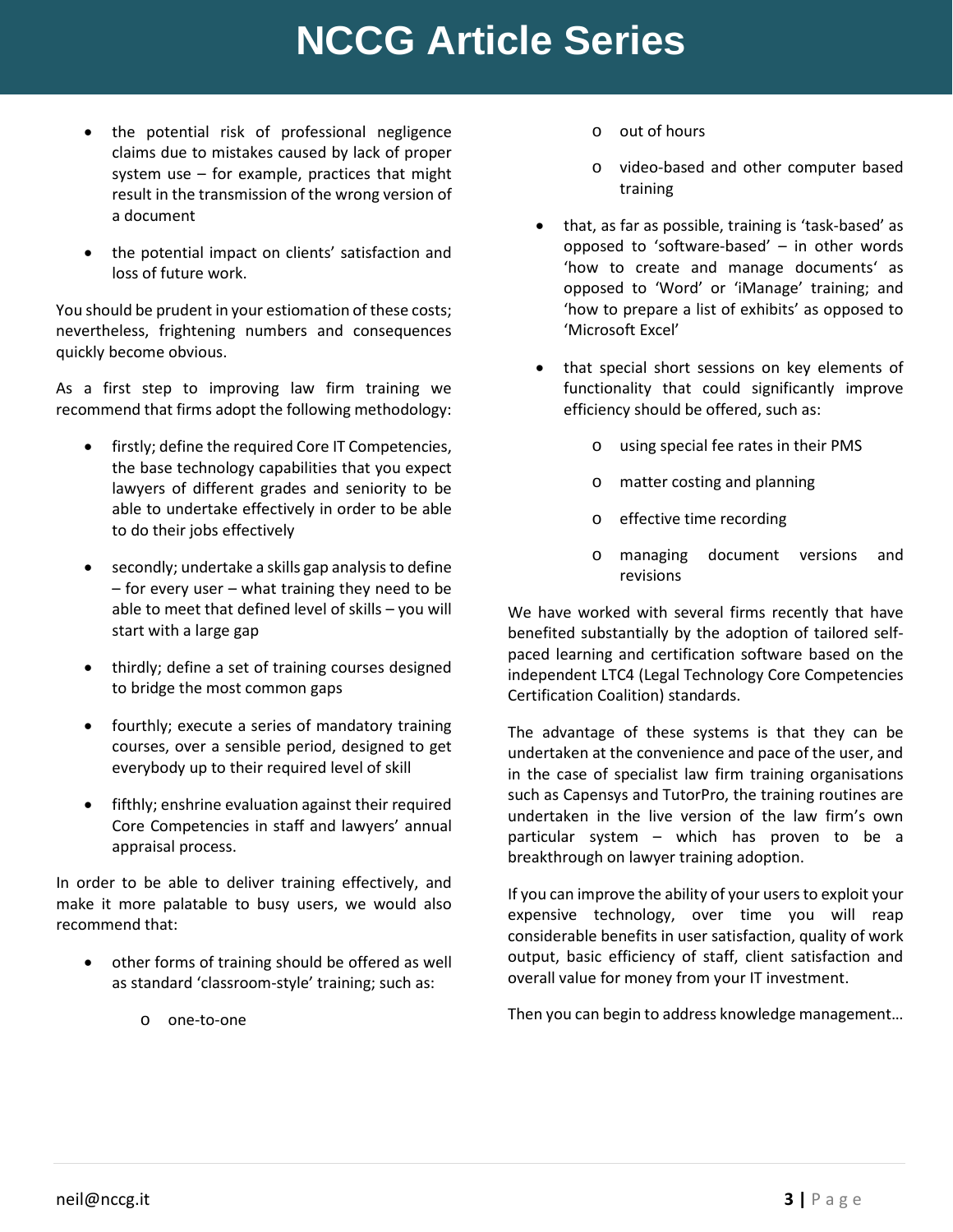- the potential risk of professional negligence claims due to mistakes caused by lack of proper system use – for example, practices that might result in the transmission of the wrong version of a document
- the potential impact on clients' satisfaction and loss of future work.

You should be prudent in your estiomation of these costs; nevertheless, frightening numbers and consequences quickly become obvious.

As a first step to improving law firm training we recommend that firms adopt the following methodology:

- firstly; define the required Core IT Competencies, the base technology capabilities that you expect lawyers of different grades and seniority to be able to undertake effectively in order to be able to do their jobs effectively
- secondly; undertake a skills gap analysis to define – for every user – what training they need to be able to meet that defined level of skills – you will start with a large gap
- thirdly; define a set of training courses designed to bridge the most common gaps
- fourthly; execute a series of mandatory training courses, over a sensible period, designed to get everybody up to their required level of skill
- fifthly; enshrine evaluation against their required Core Competencies in staff and lawyers' annual appraisal process.

In order to be able to deliver training effectively, and make it more palatable to busy users, we would also recommend that:

- other forms of training should be offered as well as standard 'classroom-style' training; such as:
    - one-to-one
    - out of hours
    - video-based and other computer based training
- that, as far as possible, training is 'task-based' as opposed to 'software-based' – in other words 'how to create and manage documents' as opposed to 'Word' or 'iManage' training; and 'how to prepare a list of exhibits' as opposed to 'Microsoft Excel'
- that special short sessions on key elements of functionality that could significantly improve efficiency should be offered, such as:
    - using special fee rates in their PMS
    - matter costing and planning
    - effective time recording
    - managing document versions and revisions

We have worked with several firms recently that have benefited substantially by the adoption of tailored self-paced learning and certification software based on the independent LTC4 (Legal Technology Core Competencies Certification Coalition) standards.

The advantage of these systems is that they can be undertaken at the convenience and pace of the user, and in the case of specialist law firm training organisations such as Capensys and TutorPro, the training routines are undertaken in the live version of the law firm's own particular system – which has proven to be a breakthrough on lawyer training adoption.

If you can improve the ability of your users to exploit your expensive technology, over time you will reap considerable benefits in user satisfaction, quality of work output, basic efficiency of staff, client satisfaction and overall value for money from your IT investment.

Then you can begin to address knowledge management…

neil@nccg.it